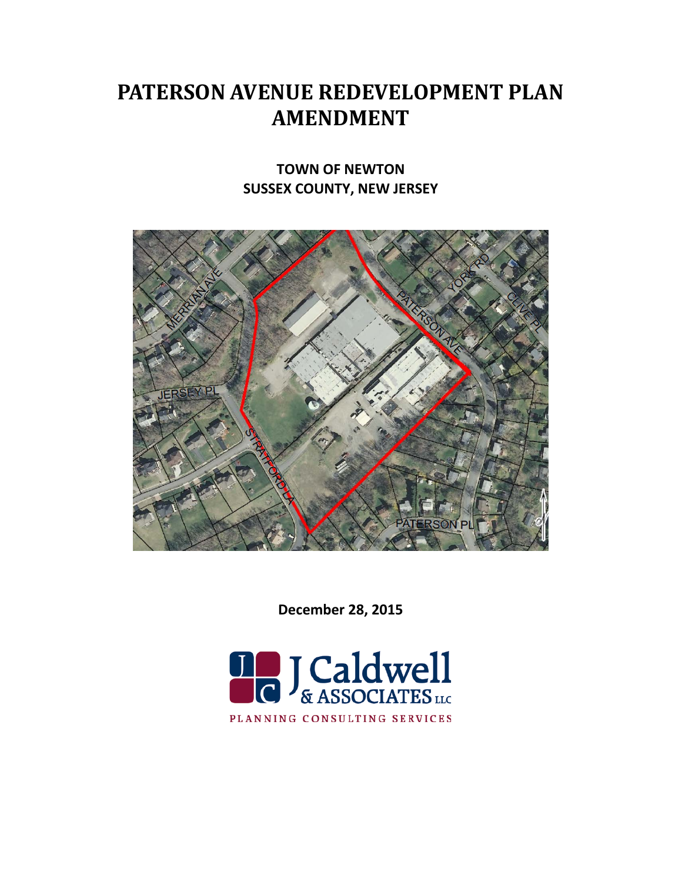# PATERSON AVENUE REDEVELOPMENT PLAN AMENDMENT

**TOWN OF NEWTON**
**SUSSEX COUNTY, NEW JERSEY**

**December 28, 2015**

J Caldwell & Associates LLC

PLANNING CONSULTING SERVICES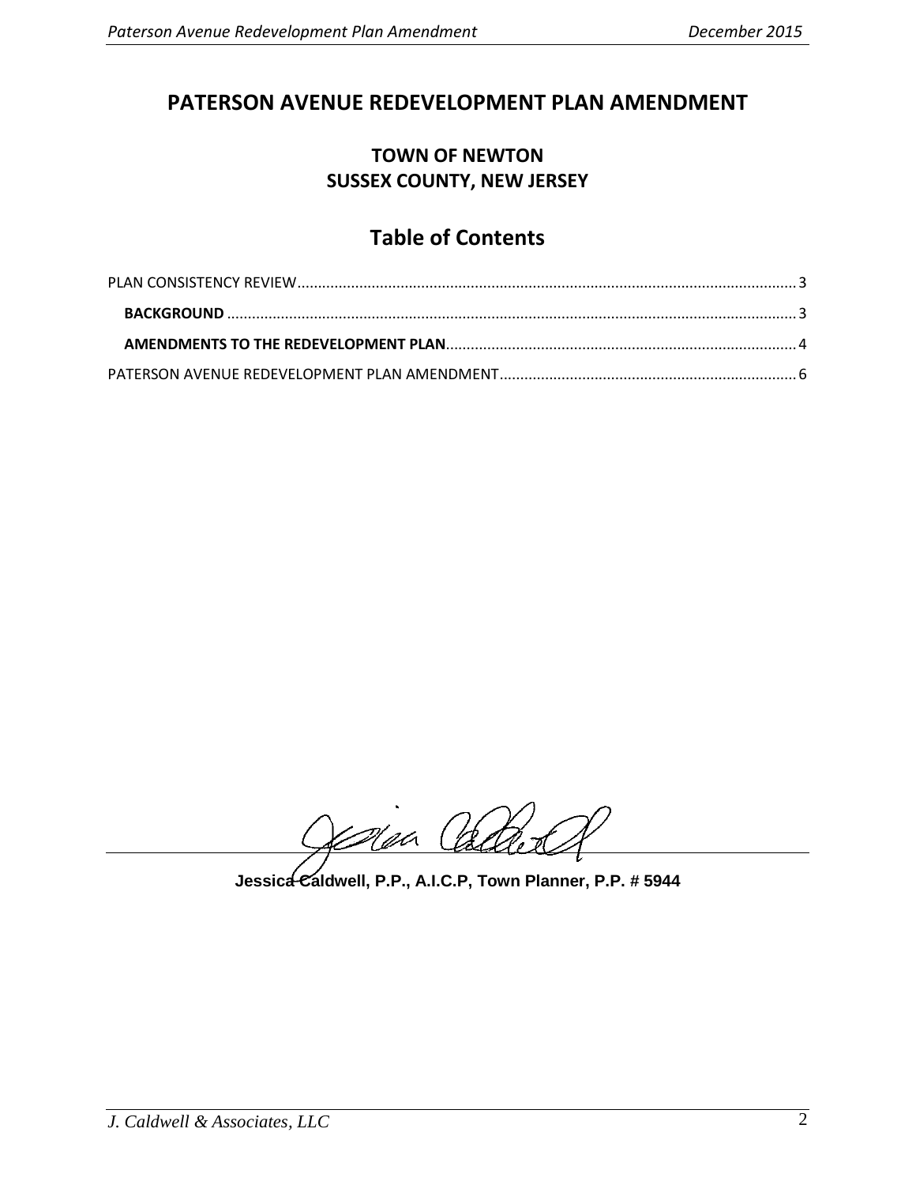# PATERSON AVENUE REDEVELOPMENT PLAN AMENDMENT

## TOWN OF NEWTON
## SUSSEX COUNTY, NEW JERSEY

## Table of Contents

PLAN CONSISTENCY REVIEW.......................................................................................................................3

**BACKGROUND**.......................................................................................................................3

**AMENDMENTS TO THE REDEVELOPMENT PLAN**.......................................................................................4

PATERSON AVENUE REDEVELOPMENT PLAN AMENDMENT.......................................................................6

**Jessica Caldwell, P.P., A.I.C.P, Town Planner, P.P. # 5944**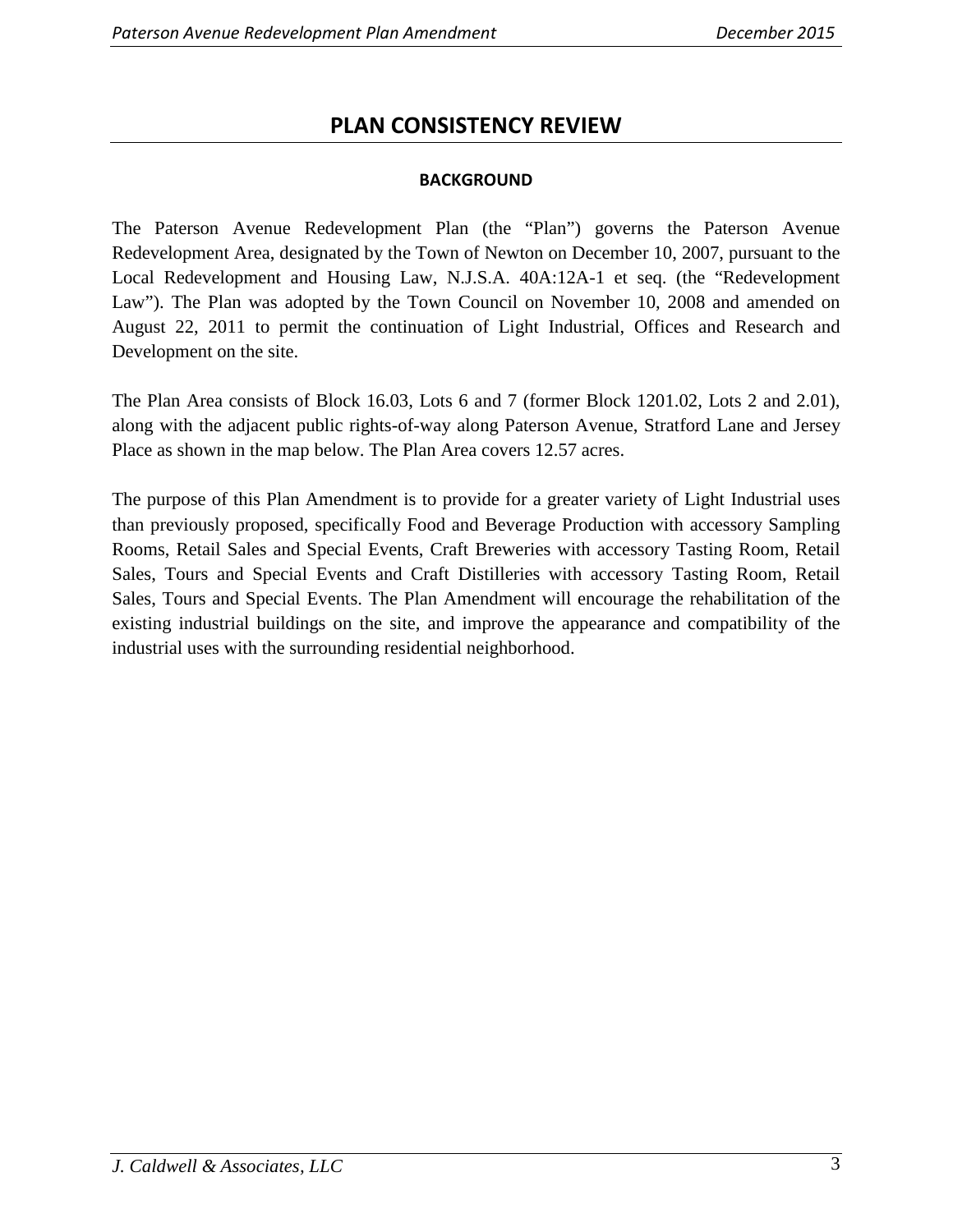# PLAN CONSISTENCY REVIEW

## BACKGROUND

The Paterson Avenue Redevelopment Plan (the "Plan") governs the Paterson Avenue Redevelopment Area, designated by the Town of Newton on December 10, 2007, pursuant to the Local Redevelopment and Housing Law, N.J.S.A. 40A:12A-1 et seq. (the "Redevelopment Law"). The Plan was adopted by the Town Council on November 10, 2008 and amended on August 22, 2011 to permit the continuation of Light Industrial, Offices and Research and Development on the site.

The Plan Area consists of Block 16.03, Lots 6 and 7 (former Block 1201.02, Lots 2 and 2.01), along with the adjacent public rights-of-way along Paterson Avenue, Stratford Lane and Jersey Place as shown in the map below. The Plan Area covers 12.57 acres.

The purpose of this Plan Amendment is to provide for a greater variety of Light Industrial uses than previously proposed, specifically Food and Beverage Production with accessory Sampling Rooms, Retail Sales and Special Events, Craft Breweries with accessory Tasting Room, Retail Sales, Tours and Special Events and Craft Distilleries with accessory Tasting Room, Retail Sales, Tours and Special Events. The Plan Amendment will encourage the rehabilitation of the existing industrial buildings on the site, and improve the appearance and compatibility of the industrial uses with the surrounding residential neighborhood.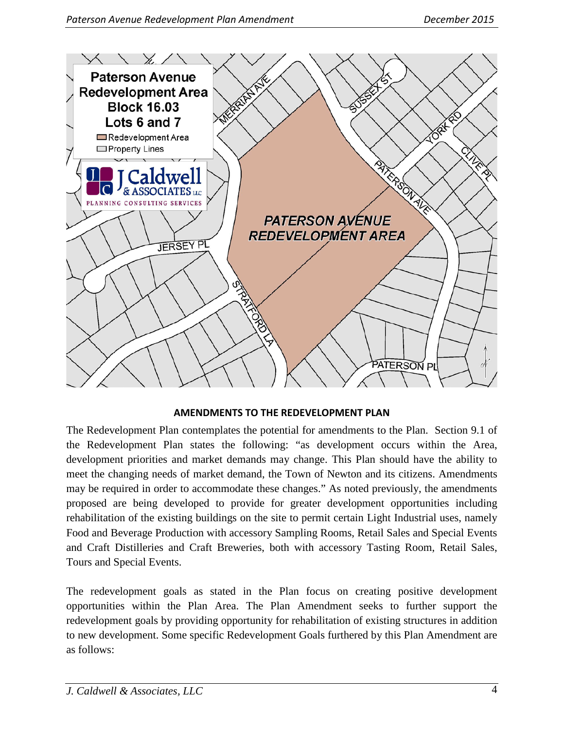## AMENDMENTS TO THE REDEVELOPMENT PLAN

The Redevelopment Plan contemplates the potential for amendments to the Plan. Section 9.1 of the Redevelopment Plan states the following: "as development occurs within the Area, development priorities and market demands may change. This Plan should have the ability to meet the changing needs of market demand, the Town of Newton and its citizens. Amendments may be required in order to accommodate these changes." As noted previously, the amendments proposed are being developed to provide for greater development opportunities including rehabilitation of the existing buildings on the site to permit certain Light Industrial uses, namely Food and Beverage Production with accessory Sampling Rooms, Retail Sales and Special Events and Craft Distilleries and Craft Breweries, both with accessory Tasting Room, Retail Sales, Tours and Special Events.

The redevelopment goals as stated in the Plan focus on creating positive development opportunities within the Plan Area. The Plan Amendment seeks to further support the redevelopment goals by providing opportunity for rehabilitation of existing structures in addition to new development. Some specific Redevelopment Goals furthered by this Plan Amendment are as follows: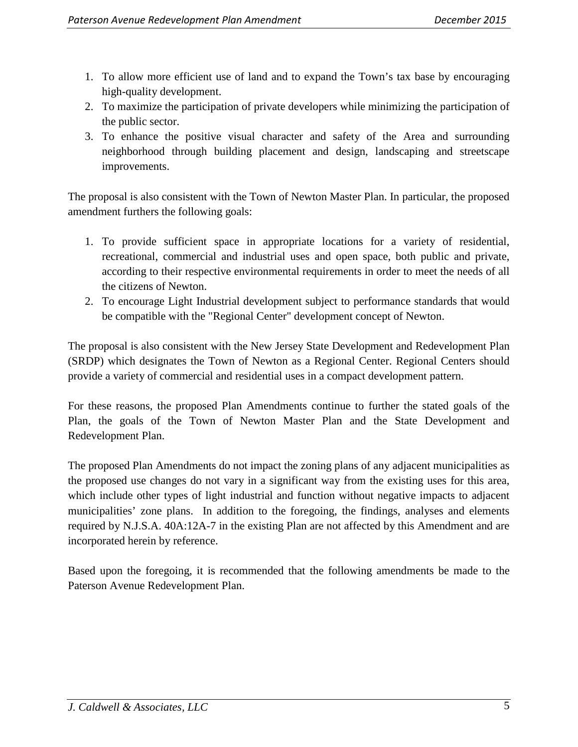1. To allow more efficient use of land and to expand the Town's tax base by encouraging high-quality development.
2. To maximize the participation of private developers while minimizing the participation of the public sector.
3. To enhance the positive visual character and safety of the Area and surrounding neighborhood through building placement and design, landscaping and streetscape improvements.

The proposal is also consistent with the Town of Newton Master Plan. In particular, the proposed amendment furthers the following goals:

1. To provide sufficient space in appropriate locations for a variety of residential, recreational, commercial and industrial uses and open space, both public and private, according to their respective environmental requirements in order to meet the needs of all the citizens of Newton.
2. To encourage Light Industrial development subject to performance standards that would be compatible with the "Regional Center" development concept of Newton.

The proposal is also consistent with the New Jersey State Development and Redevelopment Plan (SRDP) which designates the Town of Newton as a Regional Center. Regional Centers should provide a variety of commercial and residential uses in a compact development pattern.

For these reasons, the proposed Plan Amendments continue to further the stated goals of the Plan, the goals of the Town of Newton Master Plan and the State Development and Redevelopment Plan.

The proposed Plan Amendments do not impact the zoning plans of any adjacent municipalities as the proposed use changes do not vary in a significant way from the existing uses for this area, which include other types of light industrial and function without negative impacts to adjacent municipalities' zone plans. In addition to the foregoing, the findings, analyses and elements required by N.J.S.A. 40A:12A-7 in the existing Plan are not affected by this Amendment and are incorporated herein by reference.

Based upon the foregoing, it is recommended that the following amendments be made to the Paterson Avenue Redevelopment Plan.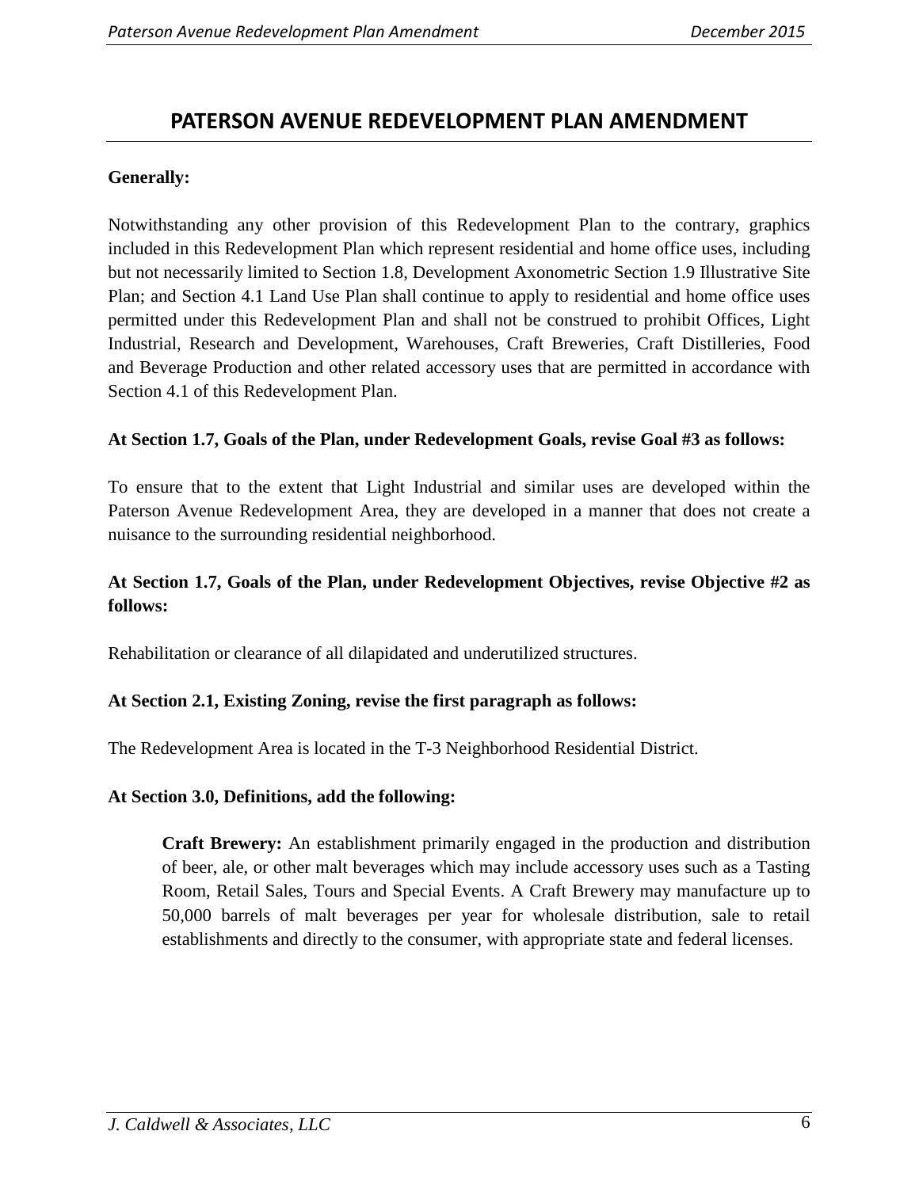# PATERSON AVENUE REDEVELOPMENT PLAN AMENDMENT

**Generally:**

Notwithstanding any other provision of this Redevelopment Plan to the contrary, graphics included in this Redevelopment Plan which represent residential and home office uses, including but not necessarily limited to Section 1.8, Development Axonometric Section 1.9 Illustrative Site Plan; and Section 4.1 Land Use Plan shall continue to apply to residential and home office uses permitted under this Redevelopment Plan and shall not be construed to prohibit Offices, Light Industrial, Research and Development, Warehouses, Craft Breweries, Craft Distilleries, Food and Beverage Production and other related accessory uses that are permitted in accordance with Section 4.1 of this Redevelopment Plan.

**At Section 1.7, Goals of the Plan, under Redevelopment Goals, revise Goal #3 as follows:**

To ensure that to the extent that Light Industrial and similar uses are developed within the Paterson Avenue Redevelopment Area, they are developed in a manner that does not create a nuisance to the surrounding residential neighborhood.

**At Section 1.7, Goals of the Plan, under Redevelopment Objectives, revise Objective #2 as follows:**

Rehabilitation or clearance of all dilapidated and underutilized structures.

**At Section 2.1, Existing Zoning, revise the first paragraph as follows:**

The Redevelopment Area is located in the T-3 Neighborhood Residential District.

**At Section 3.0, Definitions, add the following:**

> **Craft Brewery:** An establishment primarily engaged in the production and distribution of beer, ale, or other malt beverages which may include accessory uses such as a Tasting Room, Retail Sales, Tours and Special Events. A Craft Brewery may manufacture up to 50,000 barrels of malt beverages per year for wholesale distribution, sale to retail establishments and directly to the consumer, with appropriate state and federal licenses.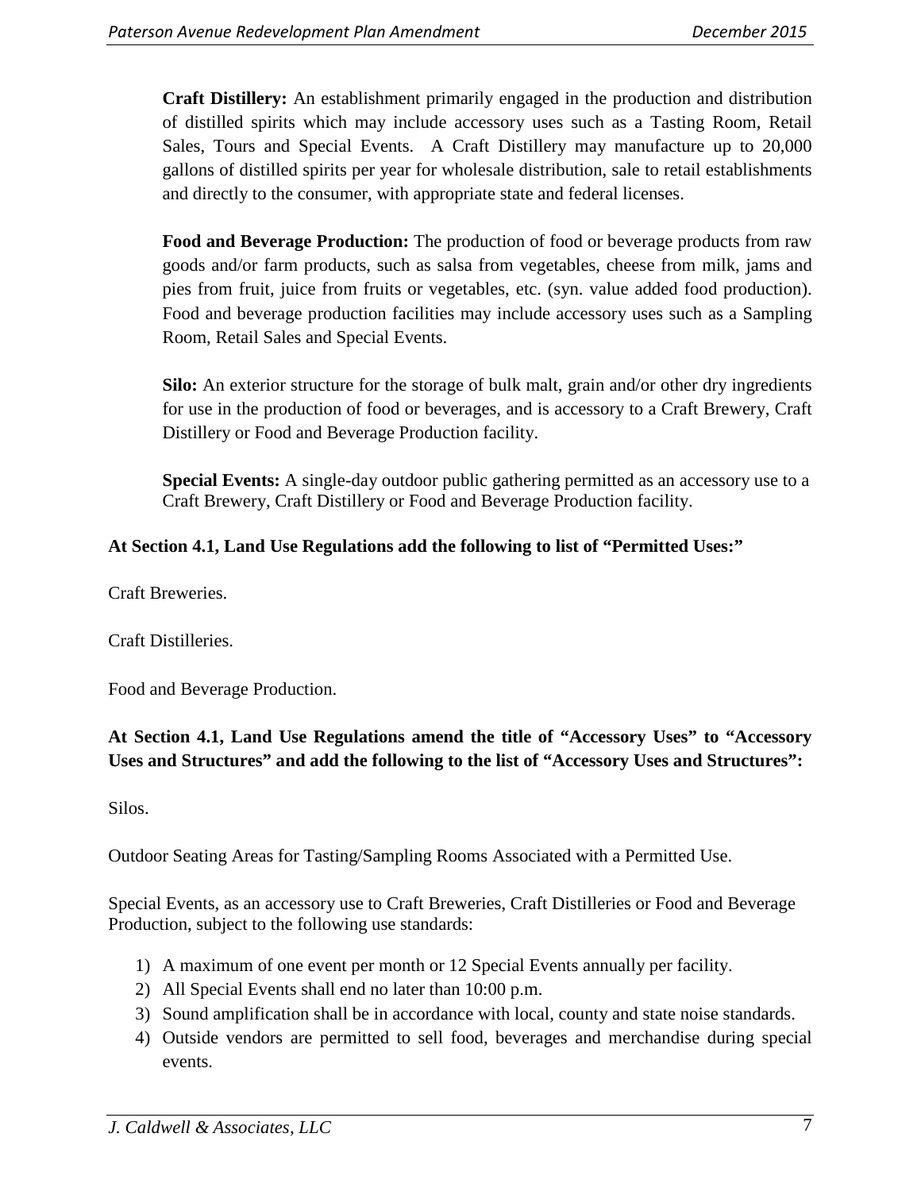**Craft Distillery:** An establishment primarily engaged in the production and distribution of distilled spirits which may include accessory uses such as a Tasting Room, Retail Sales, Tours and Special Events. A Craft Distillery may manufacture up to 20,000 gallons of distilled spirits per year for wholesale distribution, sale to retail establishments and directly to the consumer, with appropriate state and federal licenses.

**Food and Beverage Production:** The production of food or beverage products from raw goods and/or farm products, such as salsa from vegetables, cheese from milk, jams and pies from fruit, juice from fruits or vegetables, etc. (syn. value added food production). Food and beverage production facilities may include accessory uses such as a Sampling Room, Retail Sales and Special Events.

**Silo:** An exterior structure for the storage of bulk malt, grain and/or other dry ingredients for use in the production of food or beverages, and is accessory to a Craft Brewery, Craft Distillery or Food and Beverage Production facility.

**Special Events:** A single-day outdoor public gathering permitted as an accessory use to a Craft Brewery, Craft Distillery or Food and Beverage Production facility.

**At Section 4.1, Land Use Regulations add the following to list of "Permitted Uses:"**

Craft Breweries.

Craft Distilleries.

Food and Beverage Production.

**At Section 4.1, Land Use Regulations amend the title of "Accessory Uses" to "Accessory Uses and Structures" and add the following to the list of "Accessory Uses and Structures":**

Silos.

Outdoor Seating Areas for Tasting/Sampling Rooms Associated with a Permitted Use.

Special Events, as an accessory use to Craft Breweries, Craft Distilleries or Food and Beverage Production, subject to the following use standards:

1) A maximum of one event per month or 12 Special Events annually per facility.
2) All Special Events shall end no later than 10:00 p.m.
3) Sound amplification shall be in accordance with local, county and state noise standards.
4) Outside vendors are permitted to sell food, beverages and merchandise during special events.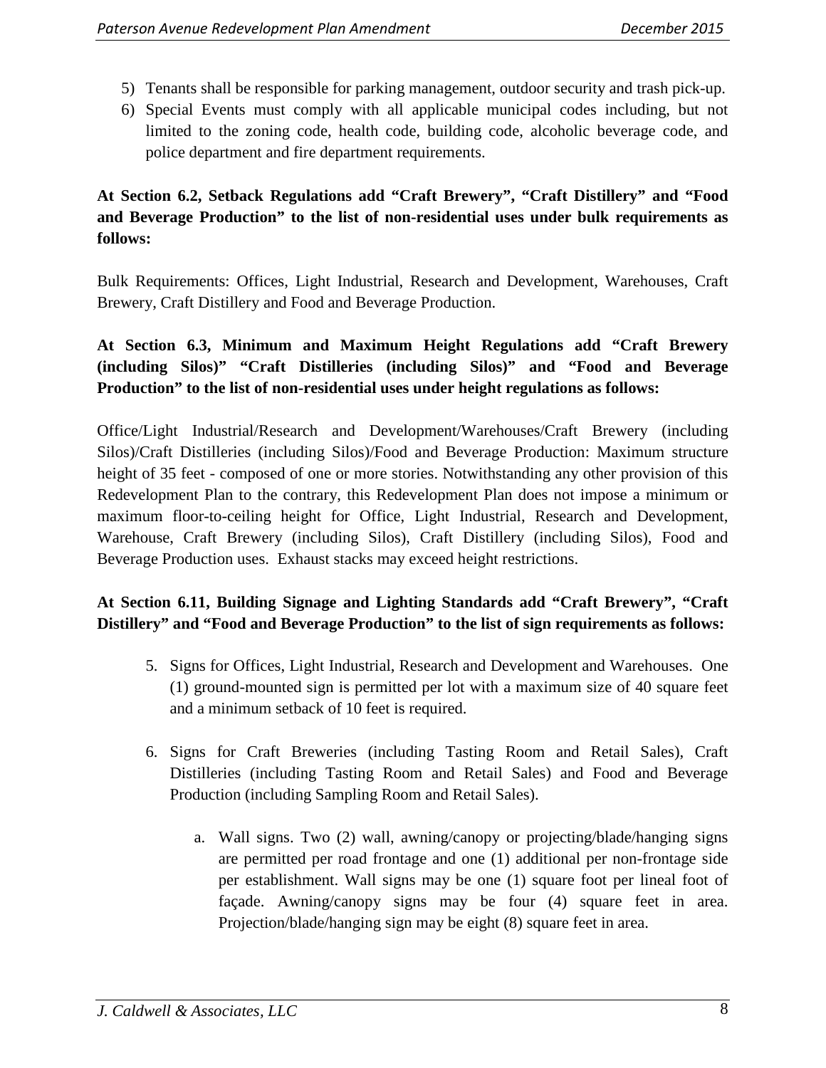5) Tenants shall be responsible for parking management, outdoor security and trash pick-up.
6) Special Events must comply with all applicable municipal codes including, but not limited to the zoning code, health code, building code, alcoholic beverage code, and police department and fire department requirements.

**At Section 6.2, Setback Regulations add "Craft Brewery", "Craft Distillery" and "Food and Beverage Production" to the list of non-residential uses under bulk requirements as follows:**

Bulk Requirements: Offices, Light Industrial, Research and Development, Warehouses, Craft Brewery, Craft Distillery and Food and Beverage Production.

**At Section 6.3, Minimum and Maximum Height Regulations add "Craft Brewery (including Silos)" "Craft Distilleries (including Silos)" and "Food and Beverage Production" to the list of non-residential uses under height regulations as follows:**

Office/Light Industrial/Research and Development/Warehouses/Craft Brewery (including Silos)/Craft Distilleries (including Silos)/Food and Beverage Production: Maximum structure height of 35 feet - composed of one or more stories. Notwithstanding any other provision of this Redevelopment Plan to the contrary, this Redevelopment Plan does not impose a minimum or maximum floor-to-ceiling height for Office, Light Industrial, Research and Development, Warehouse, Craft Brewery (including Silos), Craft Distillery (including Silos), Food and Beverage Production uses. Exhaust stacks may exceed height restrictions.

**At Section 6.11, Building Signage and Lighting Standards add "Craft Brewery", "Craft Distillery" and "Food and Beverage Production" to the list of sign requirements as follows:**

5. Signs for Offices, Light Industrial, Research and Development and Warehouses. One (1) ground-mounted sign is permitted per lot with a maximum size of 40 square feet and a minimum setback of 10 feet is required.

6. Signs for Craft Breweries (including Tasting Room and Retail Sales), Craft Distilleries (including Tasting Room and Retail Sales) and Food and Beverage Production (including Sampling Room and Retail Sales).

   a. Wall signs. Two (2) wall, awning/canopy or projecting/blade/hanging signs are permitted per road frontage and one (1) additional per non-frontage side per establishment. Wall signs may be one (1) square foot per lineal foot of façade. Awning/canopy signs may be four (4) square feet in area. Projection/blade/hanging sign may be eight (8) square feet in area.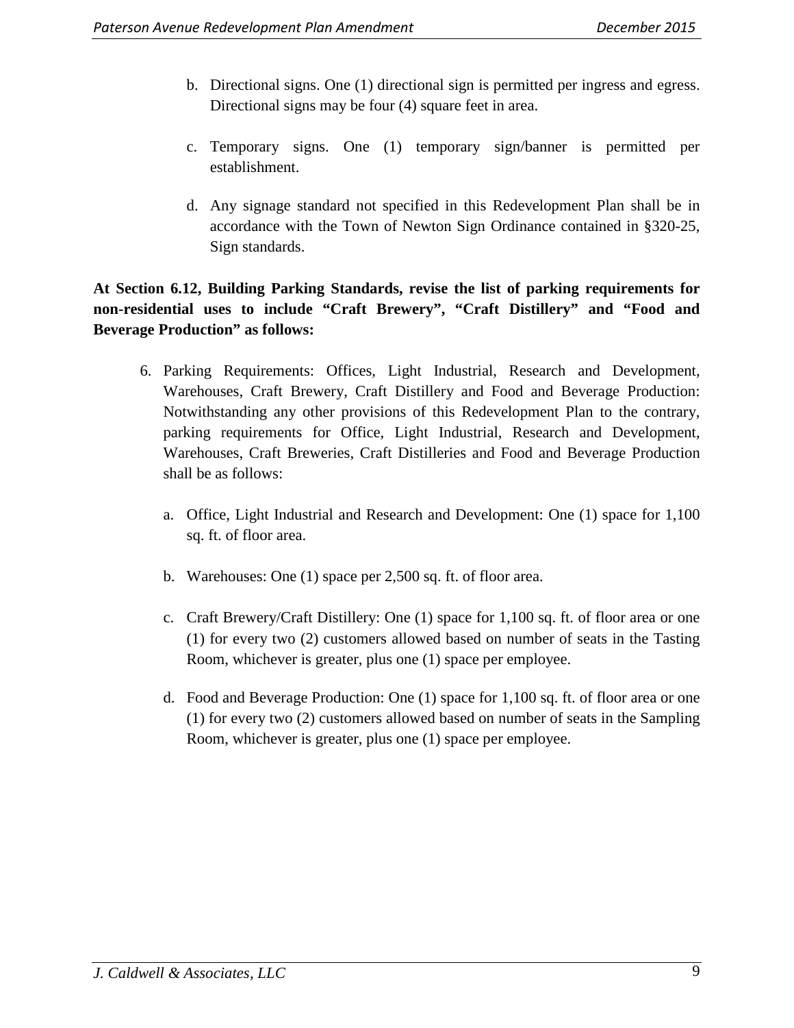b. Directional signs. One (1) directional sign is permitted per ingress and egress. Directional signs may be four (4) square feet in area.

c. Temporary signs. One (1) temporary sign/banner is permitted per establishment.

d. Any signage standard not specified in this Redevelopment Plan shall be in accordance with the Town of Newton Sign Ordinance contained in §320-25, Sign standards.

**At Section 6.12, Building Parking Standards, revise the list of parking requirements for non-residential uses to include "Craft Brewery", "Craft Distillery" and "Food and Beverage Production" as follows:**

6. Parking Requirements: Offices, Light Industrial, Research and Development, Warehouses, Craft Brewery, Craft Distillery and Food and Beverage Production: Notwithstanding any other provisions of this Redevelopment Plan to the contrary, parking requirements for Office, Light Industrial, Research and Development, Warehouses, Craft Breweries, Craft Distilleries and Food and Beverage Production shall be as follows:

   a. Office, Light Industrial and Research and Development: One (1) space for 1,100 sq. ft. of floor area.

   b. Warehouses: One (1) space per 2,500 sq. ft. of floor area.

   c. Craft Brewery/Craft Distillery: One (1) space for 1,100 sq. ft. of floor area or one (1) for every two (2) customers allowed based on number of seats in the Tasting Room, whichever is greater, plus one (1) space per employee.

   d. Food and Beverage Production: One (1) space for 1,100 sq. ft. of floor area or one (1) for every two (2) customers allowed based on number of seats in the Sampling Room, whichever is greater, plus one (1) space per employee.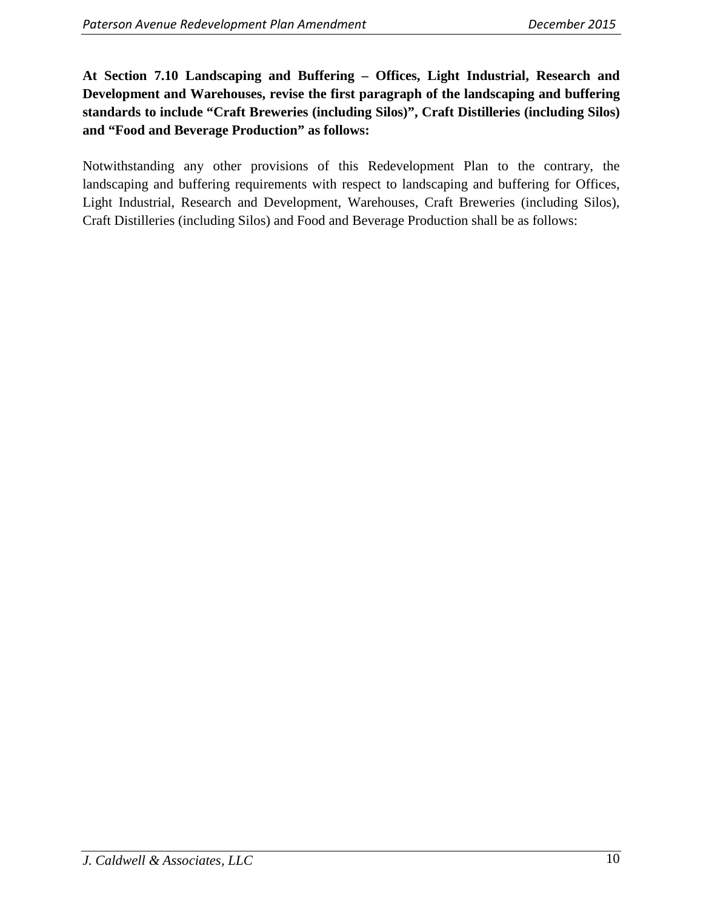**At Section 7.10 Landscaping and Buffering – Offices, Light Industrial, Research and Development and Warehouses, revise the first paragraph of the landscaping and buffering standards to include "Craft Breweries (including Silos)", Craft Distilleries (including Silos) and "Food and Beverage Production" as follows:**

Notwithstanding any other provisions of this Redevelopment Plan to the contrary, the landscaping and buffering requirements with respect to landscaping and buffering for Offices, Light Industrial, Research and Development, Warehouses, Craft Breweries (including Silos), Craft Distilleries (including Silos) and Food and Beverage Production shall be as follows: